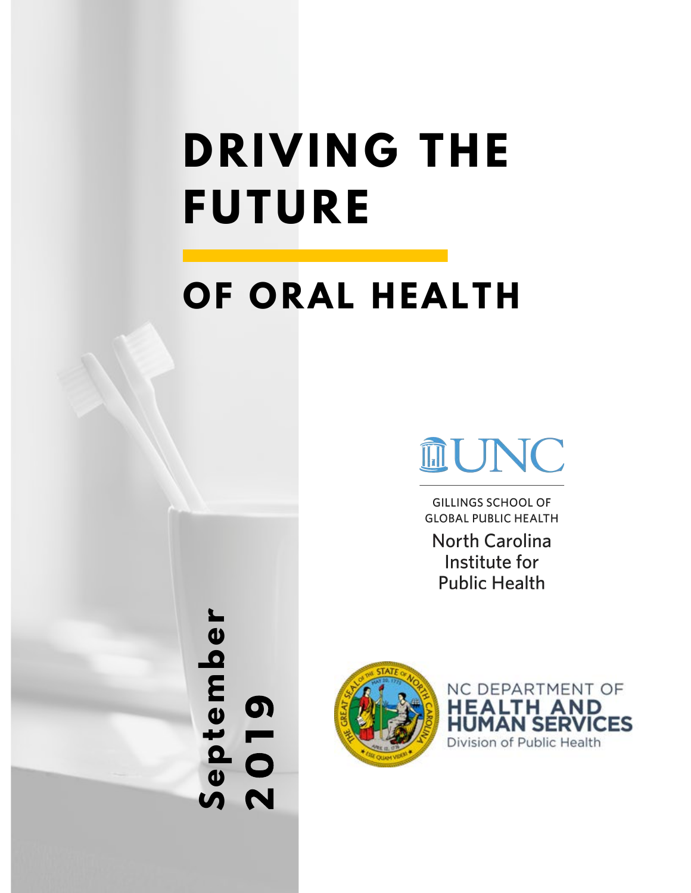# DRIVING THE FUTURE

## OF ORAL HEALTH

UNC

GILLINGS SCHOOL OF GLOBAL PUBLIC HEALTH

North Carolina Institute for Public Health

September 2019

NC DEPARTMENT OF HEALTH AND HUMAN SERVICES

Division of Public Health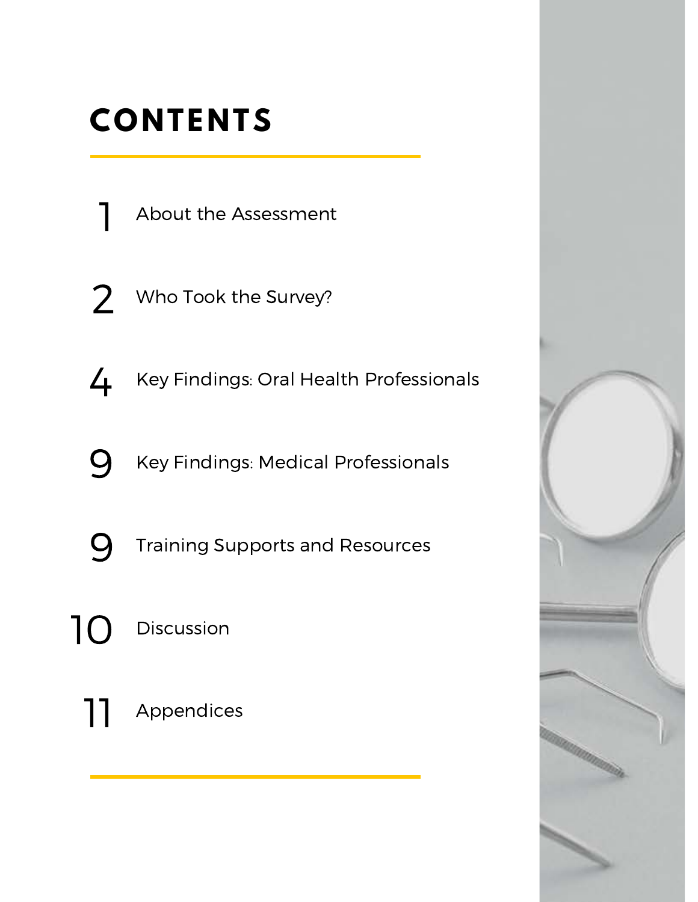# CONTENTS

| Page | Section |
| --- | --- |
| 1 | About the Assessment |
| 2 | Who Took the Survey? |
| 4 | Key Findings: Oral Health Professionals |
| 9 | Key Findings: Medical Professionals |
| 9 | Training Supports and Resources |
| 10 | Discussion |
| 11 | Appendices |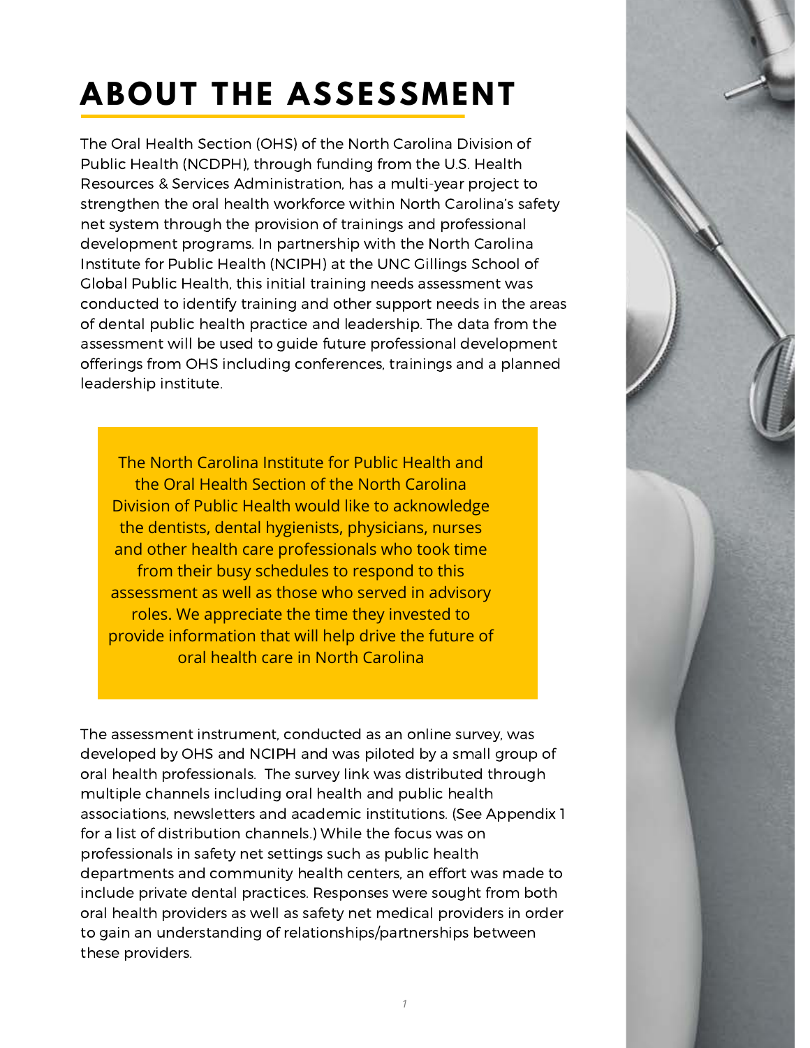# ABOUT THE ASSESSMENT

The Oral Health Section (OHS) of the North Carolina Division of Public Health (NCDPH), through funding from the U.S. Health Resources & Services Administration, has a multi-year project to strengthen the oral health workforce within North Carolina's safety net system through the provision of trainings and professional development programs. In partnership with the North Carolina Institute for Public Health (NCIPH) at the UNC Gillings School of Global Public Health, this initial training needs assessment was conducted to identify training and other support needs in the areas of dental public health practice and leadership. The data from the assessment will be used to guide future professional development offerings from OHS including conferences, trainings and a planned leadership institute.

> The North Carolina Institute for Public Health and the Oral Health Section of the North Carolina Division of Public Health would like to acknowledge the dentists, dental hygienists, physicians, nurses and other health care professionals who took time from their busy schedules to respond to this assessment as well as those who served in advisory roles. We appreciate the time they invested to provide information that will help drive the future of oral health care in North Carolina

The assessment instrument, conducted as an online survey, was developed by OHS and NCIPH and was piloted by a small group of oral health professionals. The survey link was distributed through multiple channels including oral health and public health associations, newsletters and academic institutions. (See Appendix 1 for a list of distribution channels.) While the focus was on professionals in safety net settings such as public health departments and community health centers, an effort was made to include private dental practices. Responses were sought from both oral health providers as well as safety net medical providers in order to gain an understanding of relationships/partnerships between these providers.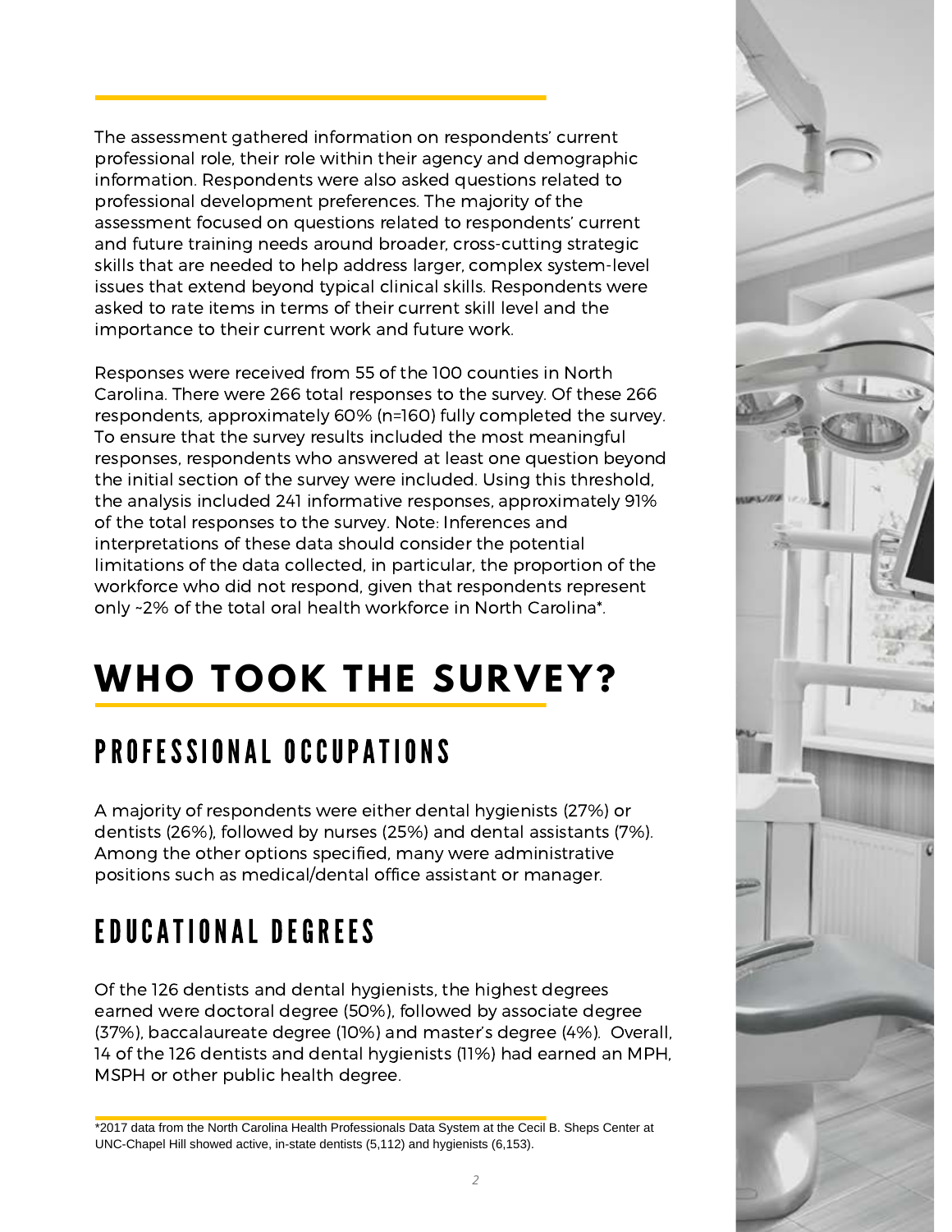The assessment gathered information on respondents' current professional role, their role within their agency and demographic information. Respondents were also asked questions related to professional development preferences. The majority of the assessment focused on questions related to respondents' current and future training needs around broader, cross-cutting strategic skills that are needed to help address larger, complex system-level issues that extend beyond typical clinical skills. Respondents were asked to rate items in terms of their current skill level and the importance to their current work and future work.

Responses were received from 55 of the 100 counties in North Carolina. There were 266 total responses to the survey. Of these 266 respondents, approximately 60% (n=160) fully completed the survey. To ensure that the survey results included the most meaningful responses, respondents who answered at least one question beyond the initial section of the survey were included. Using this threshold, the analysis included 241 informative responses, approximately 91% of the total responses to the survey. Note: Inferences and interpretations of these data should consider the potential limitations of the data collected, in particular, the proportion of the workforce who did not respond, given that respondents represent only ~2% of the total oral health workforce in North Carolina*.

# WHO TOOK THE SURVEY?

## PROFESSIONAL OCCUPATIONS

A majority of respondents were either dental hygienists (27%) or dentists (26%), followed by nurses (25%) and dental assistants (7%). Among the other options specified, many were administrative positions such as medical/dental office assistant or manager.

## EDUCATIONAL DEGREES

Of the 126 dentists and dental hygienists, the highest degrees earned were doctoral degree (50%), followed by associate degree (37%), baccalaureate degree (10%) and master's degree (4%). Overall, 14 of the 126 dentists and dental hygienists (11%) had earned an MPH, MSPH or other public health degree.

*2017 data from the North Carolina Health Professionals Data System at the Cecil B. Sheps Center at UNC-Chapel Hill showed active, in-state dentists (5,112) and hygienists (6,153).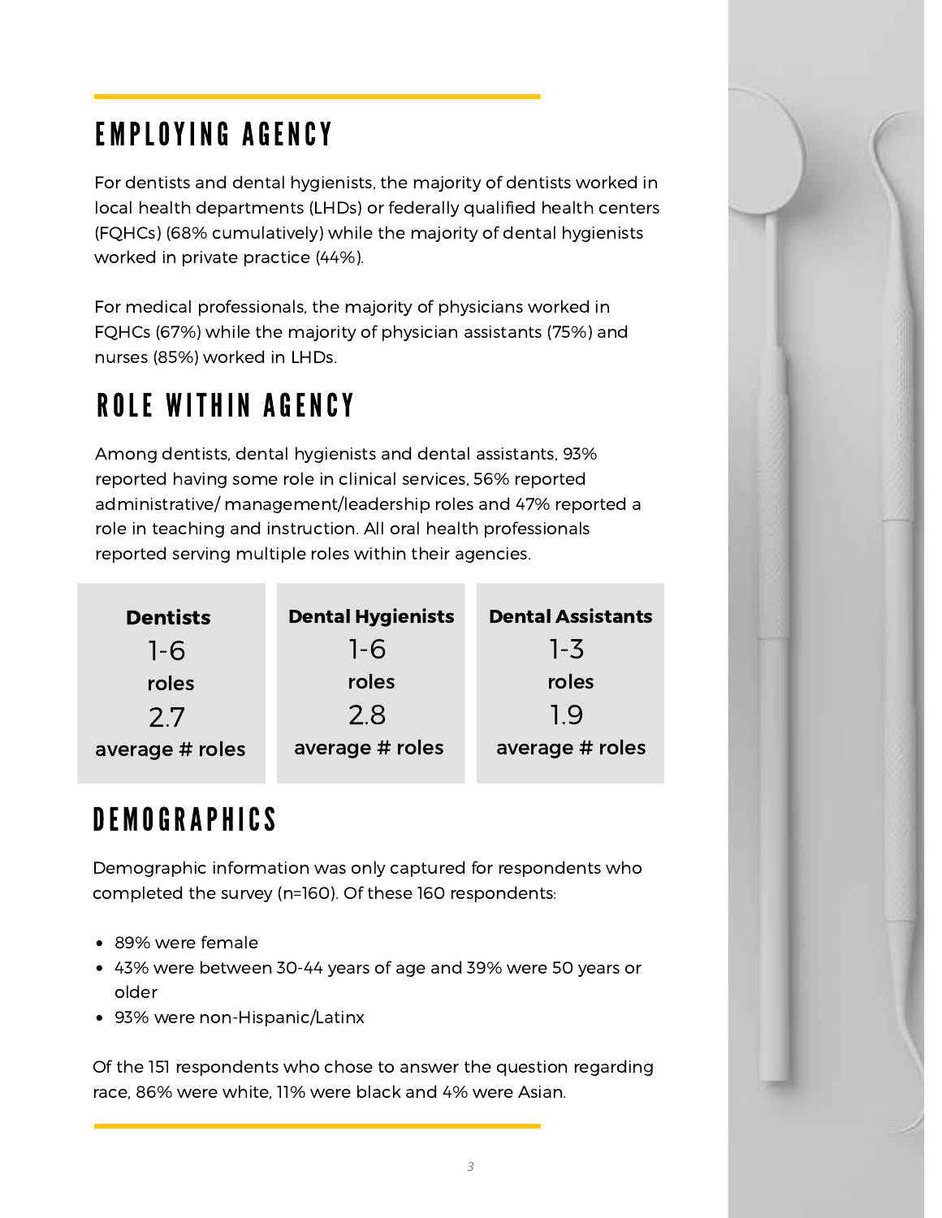## EMPLOYING AGENCY

For dentists and dental hygienists, the majority of dentists worked in local health departments (LHDs) or federally qualified health centers (FQHCs) (68% cumulatively) while the majority of dental hygienists worked in private practice (44%).

For medical professionals, the majority of physicians worked in FQHCs (67%) while the majority of physician assistants (75%) and nurses (85%) worked in LHDs.

## ROLE WITHIN AGENCY

Among dentists, dental hygienists and dental assistants, 93% reported having some role in clinical services, 56% reported administrative/ management/leadership roles and 47% reported a role in teaching and instruction. All oral health professionals reported serving multiple roles within their agencies.

| Dentists | Dental Hygienists | Dental Assistants |
|---|---|---|
| 1-6 roles | 1-6 roles | 1-3 roles |
| 2.7 average # roles | 2.8 average # roles | 1.9 average # roles |

## DEMOGRAPHICS

Demographic information was only captured for respondents who completed the survey (n=160). Of these 160 respondents:

- 89% were female
- 43% were between 30-44 years of age and 39% were 50 years or older
- 93% were non-Hispanic/Latinx

Of the 151 respondents who chose to answer the question regarding race, 86% were white, 11% were black and 4% were Asian.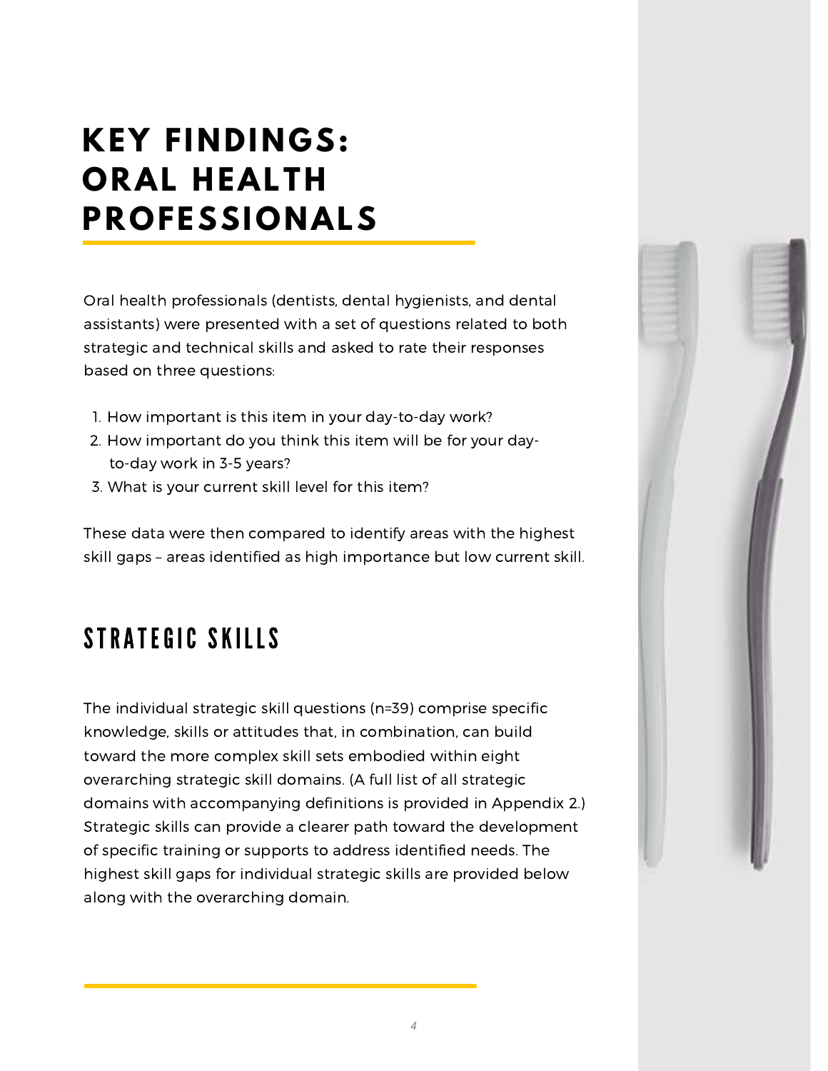# KEY FINDINGS: ORAL HEALTH PROFESSIONALS

Oral health professionals (dentists, dental hygienists, and dental assistants) were presented with a set of questions related to both strategic and technical skills and asked to rate their responses based on three questions:

1. How important is this item in your day-to-day work?
2. How important do you think this item will be for your day-to-day work in 3-5 years?
3. What is your current skill level for this item?

These data were then compared to identify areas with the highest skill gaps – areas identified as high importance but low current skill.

## STRATEGIC SKILLS

The individual strategic skill questions (n=39) comprise specific knowledge, skills or attitudes that, in combination, can build toward the more complex skill sets embodied within eight overarching strategic skill domains. (A full list of all strategic domains with accompanying definitions is provided in Appendix 2.) Strategic skills can provide a clearer path toward the development of specific training or supports to address identified needs. The highest skill gaps for individual strategic skills are provided below along with the overarching domain.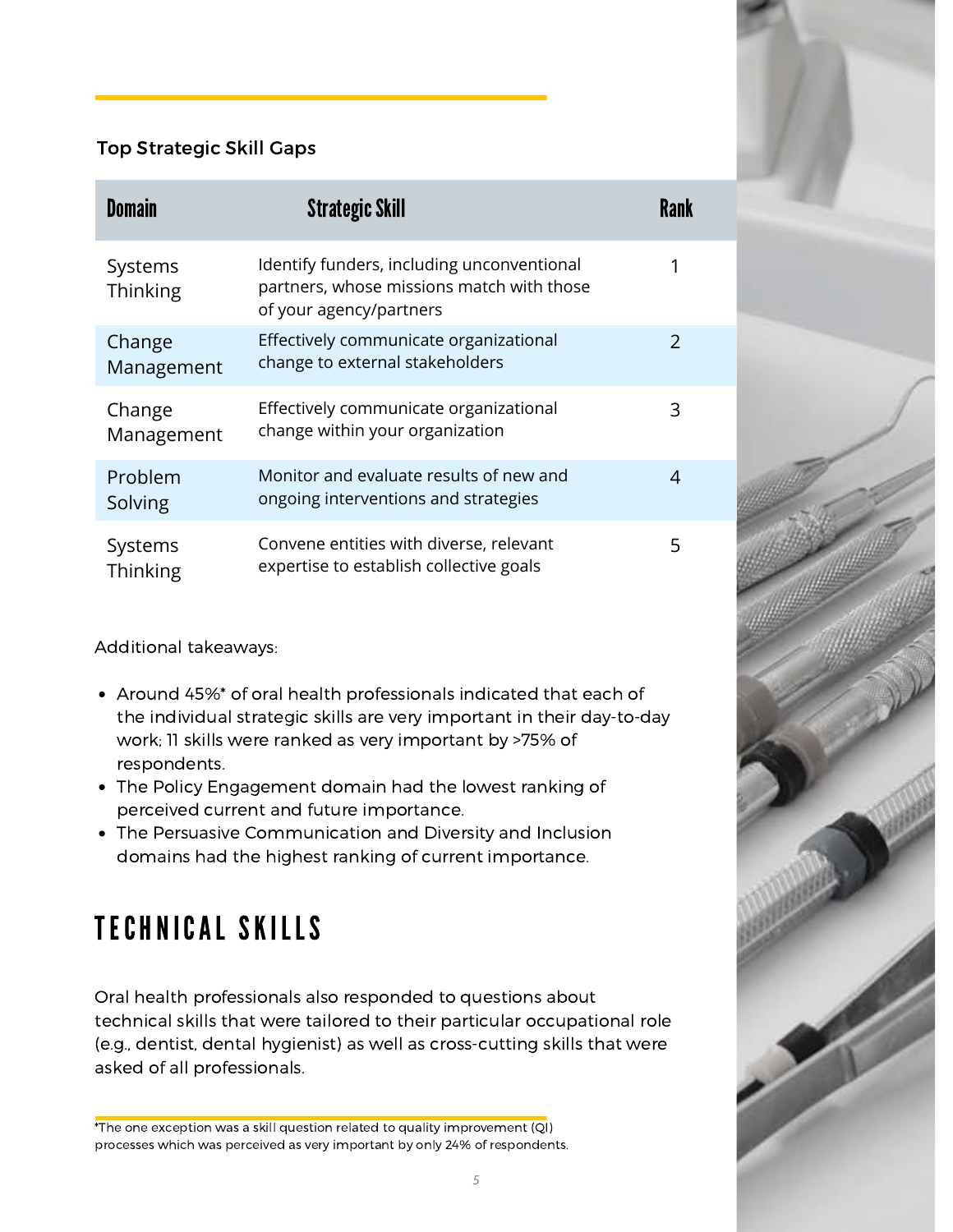### Top Strategic Skill Gaps

| Domain | Strategic Skill | Rank |
| --- | --- | --- |
| Systems Thinking | Identify funders, including unconventional partners, whose missions match with those of your agency/partners | 1 |
| Change Management | Effectively communicate organizational change to external stakeholders | 2 |
| Change Management | Effectively communicate organizational change within your organization | 3 |
| Problem Solving | Monitor and evaluate results of new and ongoing interventions and strategies | 4 |
| Systems Thinking | Convene entities with diverse, relevant expertise to establish collective goals | 5 |

Additional takeaways:

- Around 45%* of oral health professionals indicated that each of the individual strategic skills are very important in their day-to-day work; 11 skills were ranked as very important by >75% of respondents.
- The Policy Engagement domain had the lowest ranking of perceived current and future importance.
- The Persuasive Communication and Diversity and Inclusion domains had the highest ranking of current importance.

## TECHNICAL SKILLS

Oral health professionals also responded to questions about technical skills that were tailored to their particular occupational role (e.g., dentist, dental hygienist) as well as cross-cutting skills that were asked of all professionals.

*The one exception was a skill question related to quality improvement (QI) processes which was perceived as very important by only 24% of respondents.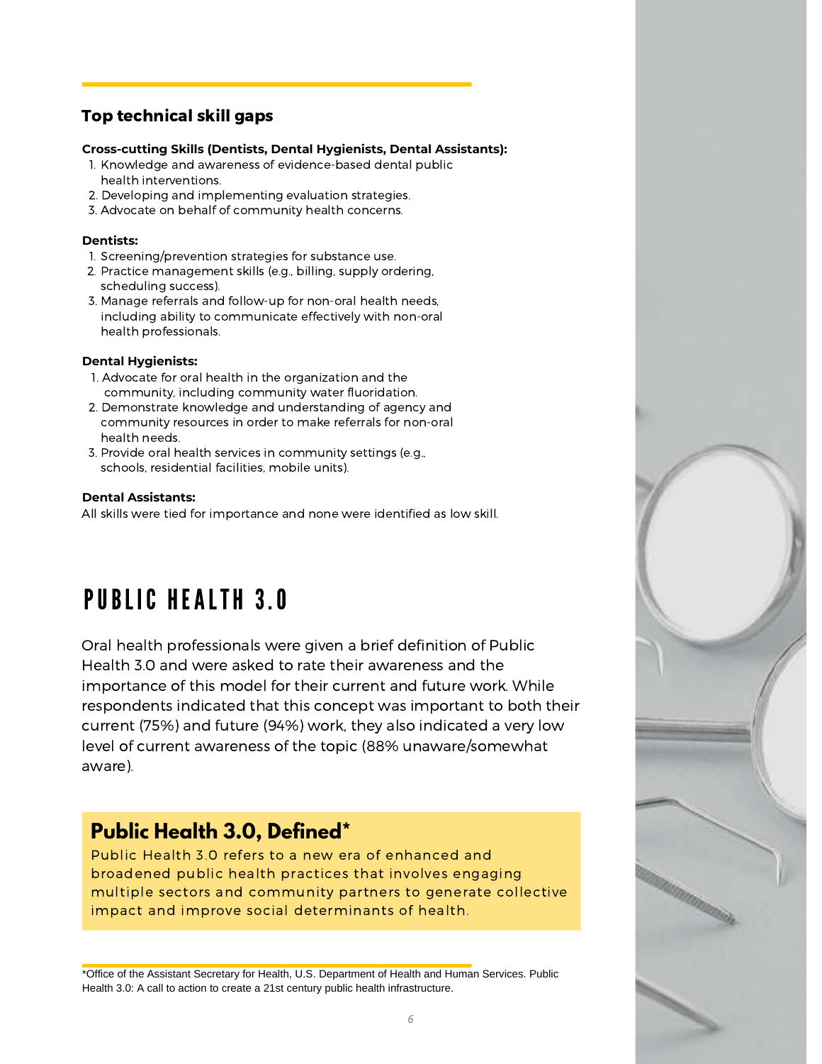## Top technical skill gaps

**Cross-cutting Skills (Dentists, Dental Hygienists, Dental Assistants):**

1. Knowledge and awareness of evidence-based dental public health interventions.
2. Developing and implementing evaluation strategies.
3. Advocate on behalf of community health concerns.

**Dentists:**

1. Screening/prevention strategies for substance use.
2. Practice management skills (e.g., billing, supply ordering, scheduling success).
3. Manage referrals and follow-up for non-oral health needs, including ability to communicate effectively with non-oral health professionals.

**Dental Hygienists:**

1. Advocate for oral health in the organization and the community, including community water fluoridation.
2. Demonstrate knowledge and understanding of agency and community resources in order to make referrals for non-oral health needs.
3. Provide oral health services in community settings (e.g., schools, residential facilities, mobile units).

**Dental Assistants:**

All skills were tied for importance and none were identified as low skill.

# PUBLIC HEALTH 3.0

Oral health professionals were given a brief definition of Public Health 3.0 and were asked to rate their awareness and the importance of this model for their current and future work. While respondents indicated that this concept was important to both their current (75%) and future (94%) work, they also indicated a very low level of current awareness of the topic (88% unaware/somewhat aware).

## Public Health 3.0, Defined*

Public Health 3.0 refers to a new era of enhanced and broadened public health practices that involves engaging multiple sectors and community partners to generate collective impact and improve social determinants of health.

*Office of the Assistant Secretary for Health, U.S. Department of Health and Human Services. Public Health 3.0: A call to action to create a 21st century public health infrastructure.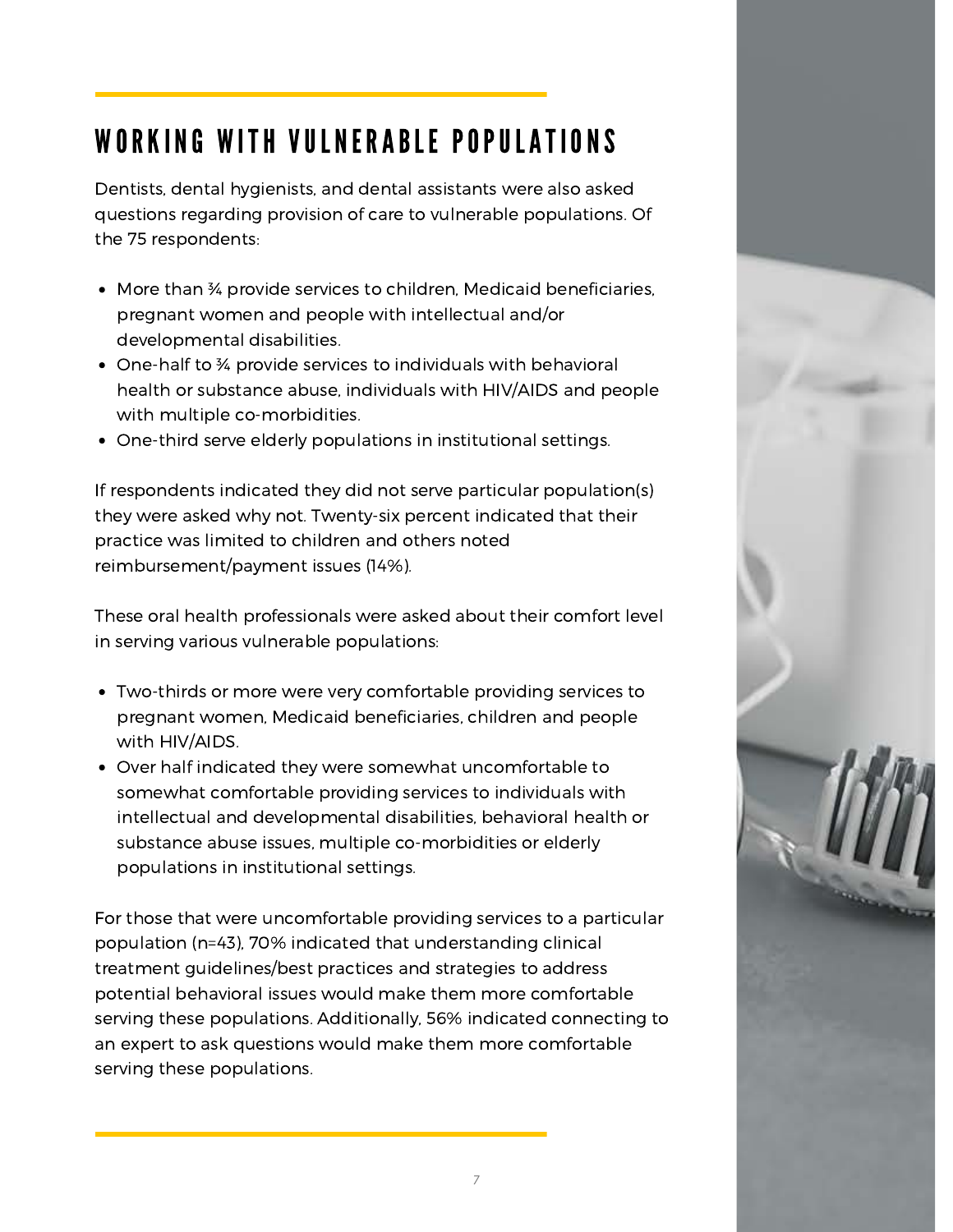## WORKING WITH VULNERABLE POPULATIONS

Dentists, dental hygienists, and dental assistants were also asked questions regarding provision of care to vulnerable populations. Of the 75 respondents:

- More than ¾ provide services to children, Medicaid beneficiaries, pregnant women and people with intellectual and/or developmental disabilities.
- One-half to ¾ provide services to individuals with behavioral health or substance abuse, individuals with HIV/AIDS and people with multiple co-morbidities.
- One-third serve elderly populations in institutional settings.

If respondents indicated they did not serve particular population(s) they were asked why not. Twenty-six percent indicated that their practice was limited to children and others noted reimbursement/payment issues (14%).

These oral health professionals were asked about their comfort level in serving various vulnerable populations:

- Two-thirds or more were very comfortable providing services to pregnant women, Medicaid beneficiaries, children and people with HIV/AIDS.
- Over half indicated they were somewhat uncomfortable to somewhat comfortable providing services to individuals with intellectual and developmental disabilities, behavioral health or substance abuse issues, multiple co-morbidities or elderly populations in institutional settings.

For those that were uncomfortable providing services to a particular population (n=43), 70% indicated that understanding clinical treatment guidelines/best practices and strategies to address potential behavioral issues would make them more comfortable serving these populations. Additionally, 56% indicated connecting to an expert to ask questions would make them more comfortable serving these populations.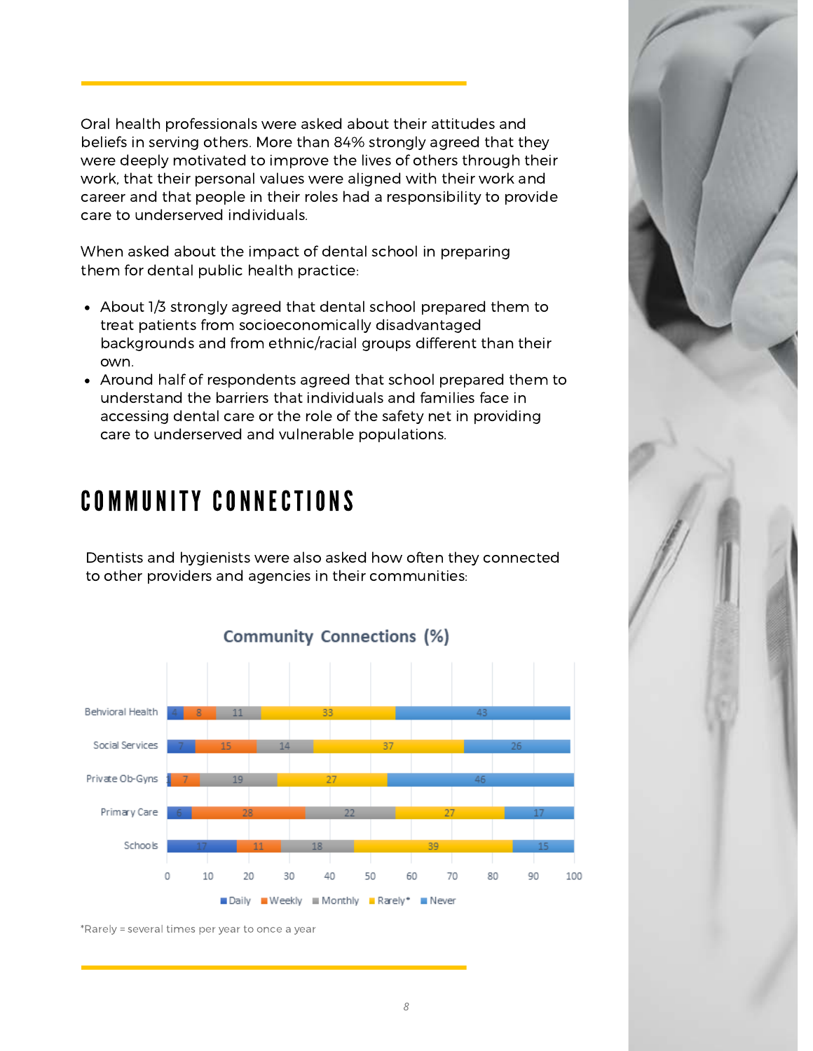Oral health professionals were asked about their attitudes and beliefs in serving others. More than 84% strongly agreed that they were deeply motivated to improve the lives of others through their work, that their personal values were aligned with their work and career and that people in their roles had a responsibility to provide care to underserved individuals.

When asked about the impact of dental school in preparing them for dental public health practice:

- About 1/3 strongly agreed that dental school prepared them to treat patients from socioeconomically disadvantaged backgrounds and from ethnic/racial groups different than their own.
- Around half of respondents agreed that school prepared them to understand the barriers that individuals and families face in accessing dental care or the role of the safety net in providing care to underserved and vulnerable populations.

# COMMUNITY CONNECTIONS

Dentists and hygienists were also asked how often they connected to other providers and agencies in their communities:

**Community Connections (%)**

| | Daily | Weekly | Monthly | Rarely* | Never |
|---|---|---|---|---|---|
| Behvioral Health | 4 | 8 | 11 | 33 | 43 |
| Social Services | 7 | 15 | 14 | 37 | 26 |
| Private Ob-Gyns | 1 | 7 | 19 | 27 | 46 |
| Primary Care | 6 | 28 | 22 | 27 | 17 |
| Schools | 17 | 11 | 18 | 39 | 15 |

*Rarely = several times per year to once a year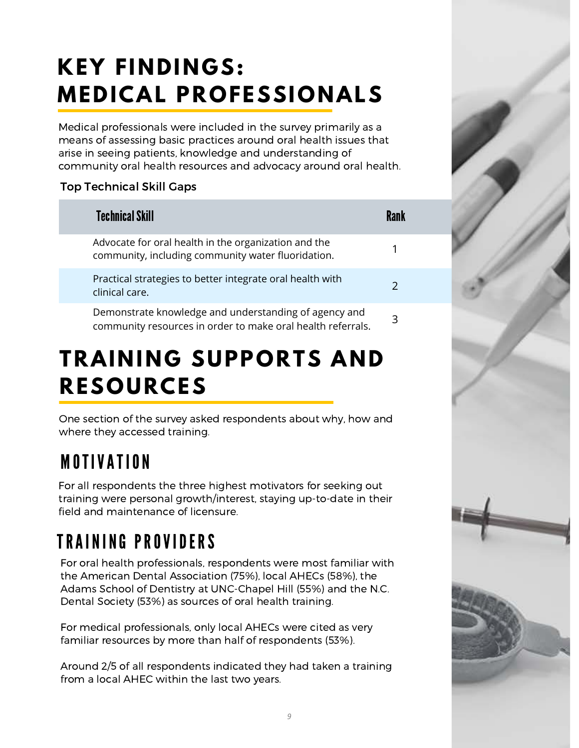# KEY FINDINGS: MEDICAL PROFESSIONALS

Medical professionals were included in the survey primarily as a means of assessing basic practices around oral health issues that arise in seeing patients, knowledge and understanding of community oral health resources and advocacy around oral health.

Top Technical Skill Gaps

| Technical Skill | Rank |
| --- | --- |
| Advocate for oral health in the organization and the community, including community water fluoridation. | 1 |
| Practical strategies to better integrate oral health with clinical care. | 2 |
| Demonstrate knowledge and understanding of agency and community resources in order to make oral health referrals. | 3 |

# TRAINING SUPPORTS AND RESOURCES

One section of the survey asked respondents about why, how and where they accessed training.

## MOTIVATION

For all respondents the three highest motivators for seeking out training were personal growth/interest, staying up-to-date in their field and maintenance of licensure.

## TRAINING PROVIDERS

For oral health professionals, respondents were most familiar with the American Dental Association (75%), local AHECs (58%), the Adams School of Dentistry at UNC-Chapel Hill (55%) and the N.C. Dental Society (53%) as sources of oral health training.

For medical professionals, only local AHECs were cited as very familiar resources by more than half of respondents (53%).

Around 2/5 of all respondents indicated they had taken a training from a local AHEC within the last two years.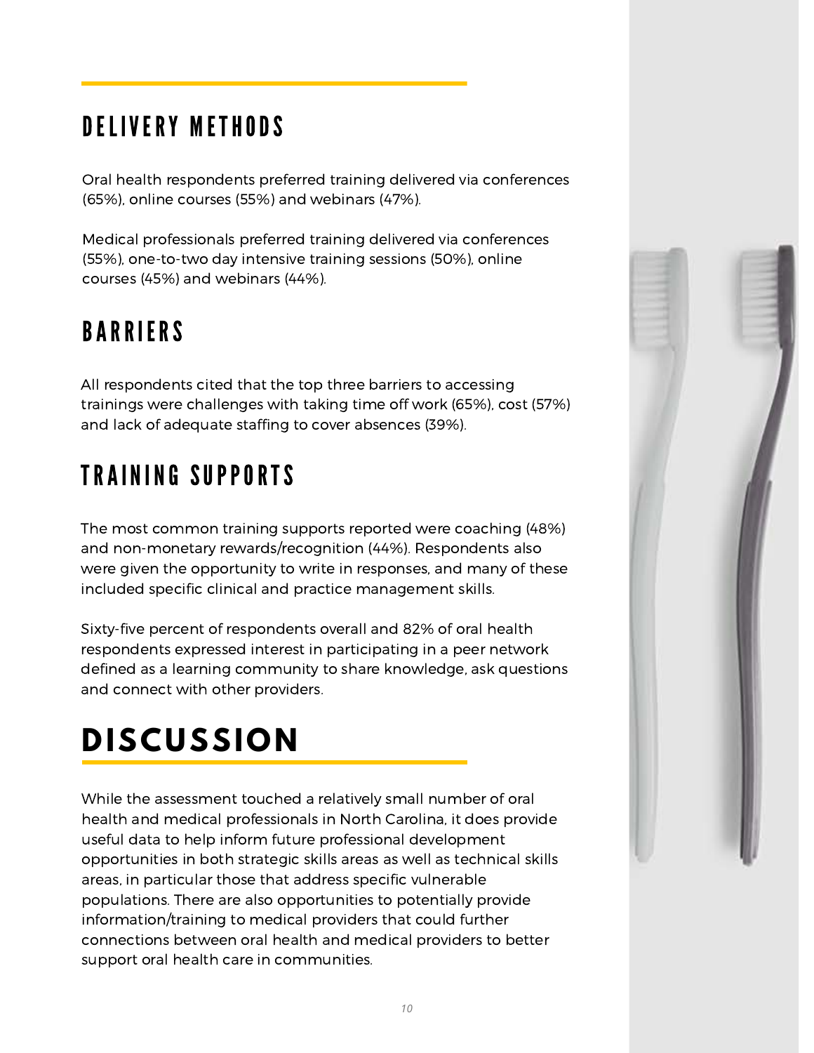## DELIVERY METHODS

Oral health respondents preferred training delivered via conferences (65%), online courses (55%) and webinars (47%).

Medical professionals preferred training delivered via conferences (55%), one-to-two day intensive training sessions (50%), online courses (45%) and webinars (44%).

## BARRIERS

All respondents cited that the top three barriers to accessing trainings were challenges with taking time off work (65%), cost (57%) and lack of adequate staffing to cover absences (39%).

## TRAINING SUPPORTS

The most common training supports reported were coaching (48%) and non-monetary rewards/recognition (44%). Respondents also were given the opportunity to write in responses, and many of these included specific clinical and practice management skills.

Sixty-five percent of respondents overall and 82% of oral health respondents expressed interest in participating in a peer network defined as a learning community to share knowledge, ask questions and connect with other providers.

# DISCUSSION

While the assessment touched a relatively small number of oral health and medical professionals in North Carolina, it does provide useful data to help inform future professional development opportunities in both strategic skills areas as well as technical skills areas, in particular those that address specific vulnerable populations. There are also opportunities to potentially provide information/training to medical providers that could further connections between oral health and medical providers to better support oral health care in communities.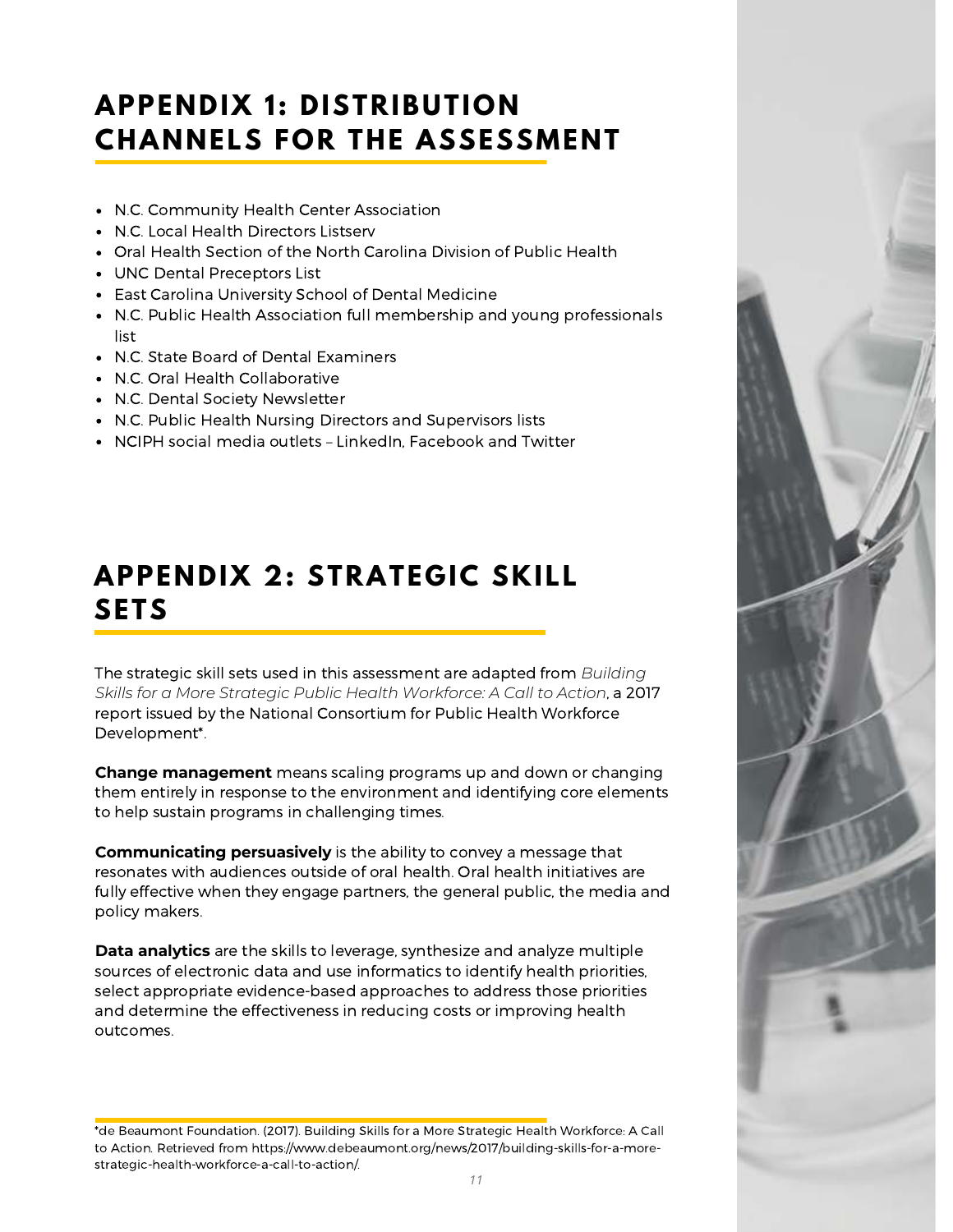## APPENDIX 1: DISTRIBUTION CHANNELS FOR THE ASSESSMENT

- N.C. Community Health Center Association
- N.C. Local Health Directors Listserv
- Oral Health Section of the North Carolina Division of Public Health
- UNC Dental Preceptors List
- East Carolina University School of Dental Medicine
- N.C. Public Health Association full membership and young professionals list
- N.C. State Board of Dental Examiners
- N.C. Oral Health Collaborative
- N.C. Dental Society Newsletter
- N.C. Public Health Nursing Directors and Supervisors lists
- NCIPH social media outlets – LinkedIn, Facebook and Twitter

## APPENDIX 2: STRATEGIC SKILL SETS

The strategic skill sets used in this assessment are adapted from *Building Skills for a More Strategic Public Health Workforce: A Call to Action*, a 2017 report issued by the National Consortium for Public Health Workforce Development*.

**Change management** means scaling programs up and down or changing them entirely in response to the environment and identifying core elements to help sustain programs in challenging times.

**Communicating persuasively** is the ability to convey a message that resonates with audiences outside of oral health. Oral health initiatives are fully effective when they engage partners, the general public, the media and policy makers.

**Data analytics** are the skills to leverage, synthesize and analyze multiple sources of electronic data and use informatics to identify health priorities, select appropriate evidence-based approaches to address those priorities and determine the effectiveness in reducing costs or improving health outcomes.

*de Beaumont Foundation. (2017). Building Skills for a More Strategic Health Workforce: A Call to Action. Retrieved from https://www.debeaumont.org/news/2017/building-skills-for-a-more-strategic-health-workforce-a-call-to-action/.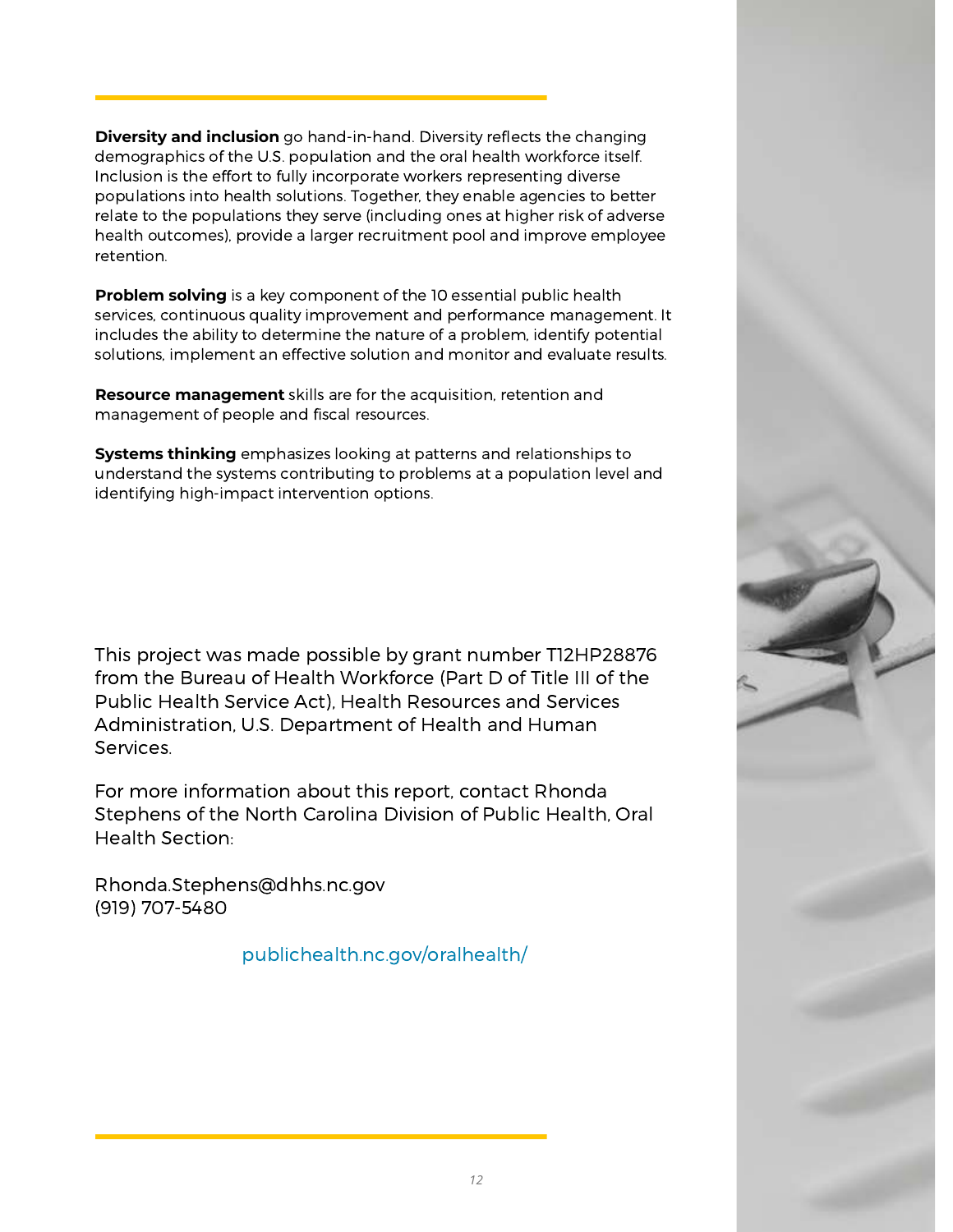**Diversity and inclusion** go hand-in-hand. Diversity reflects the changing demographics of the U.S. population and the oral health workforce itself. Inclusion is the effort to fully incorporate workers representing diverse populations into health solutions. Together, they enable agencies to better relate to the populations they serve (including ones at higher risk of adverse health outcomes), provide a larger recruitment pool and improve employee retention.

**Problem solving** is a key component of the 10 essential public health services, continuous quality improvement and performance management. It includes the ability to determine the nature of a problem, identify potential solutions, implement an effective solution and monitor and evaluate results.

**Resource management** skills are for the acquisition, retention and management of people and fiscal resources.

**Systems thinking** emphasizes looking at patterns and relationships to understand the systems contributing to problems at a population level and identifying high-impact intervention options.

This project was made possible by grant number T12HP28876 from the Bureau of Health Workforce (Part D of Title III of the Public Health Service Act), Health Resources and Services Administration, U.S. Department of Health and Human Services.

For more information about this report, contact Rhonda Stephens of the North Carolina Division of Public Health, Oral Health Section:

Rhonda.Stephens@dhhs.nc.gov
(919) 707-5480

publichealth.nc.gov/oralhealth/